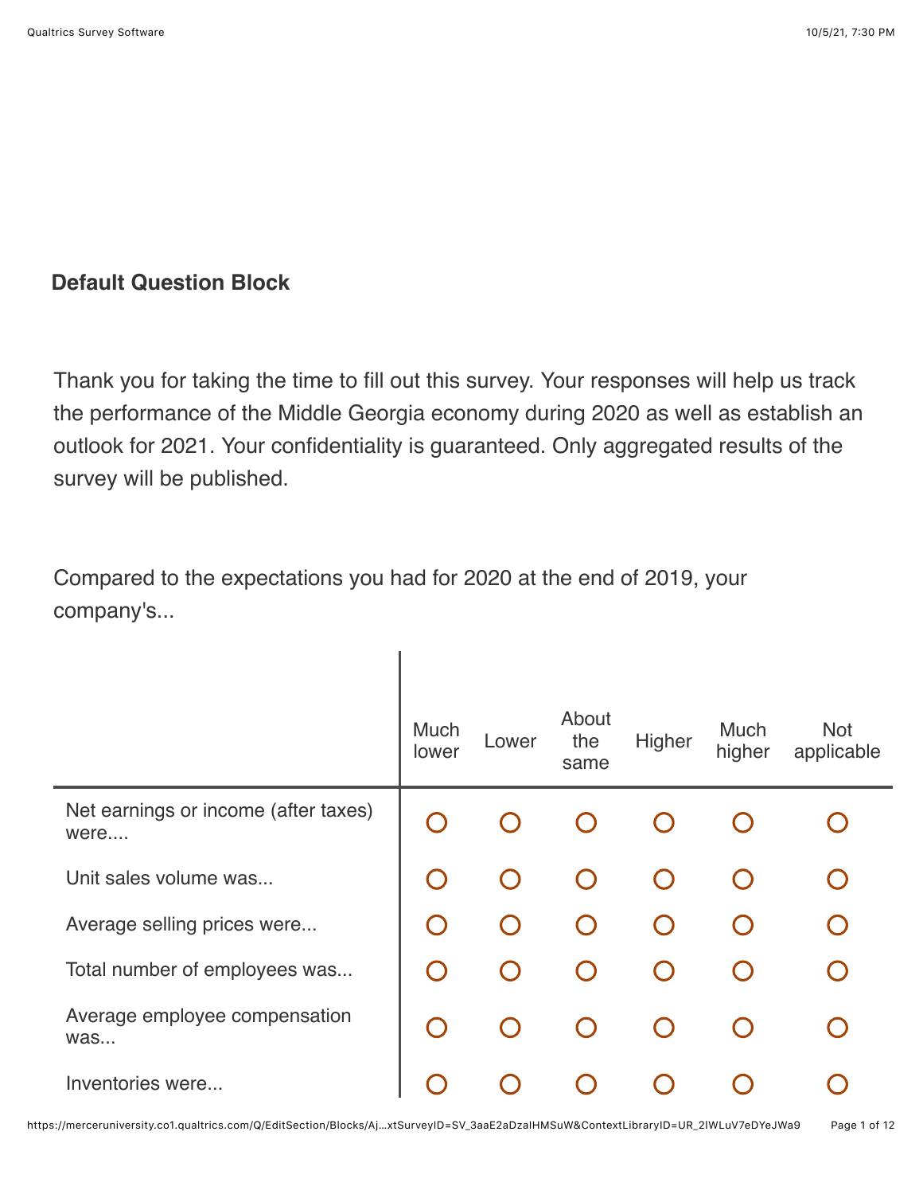## Default Question Block

Thank you for taking the time to fill out this survey. Your responses will help us track the performance of the Middle Georgia economy during 2020 as well as establish an outlook for 2021. Your confidentiality is guaranteed. Only aggregated results of the survey will be published.

Compared to the expectations you had for 2020 at the end of 2019, your company's...

| | Much lower | Lower | About the same | Higher | Much higher | Not applicable |
|---|---|---|---|---|---|---|
| Net earnings or income (after taxes) were.... | ○ | ○ | ○ | ○ | ○ | ○ |
| Unit sales volume was... | ○ | ○ | ○ | ○ | ○ | ○ |
| Average selling prices were... | ○ | ○ | ○ | ○ | ○ | ○ |
| Total number of employees was... | ○ | ○ | ○ | ○ | ○ | ○ |
| Average employee compensation was... | ○ | ○ | ○ | ○ | ○ | ○ |
| Inventories were... | ○ | ○ | ○ | ○ | ○ | ○ |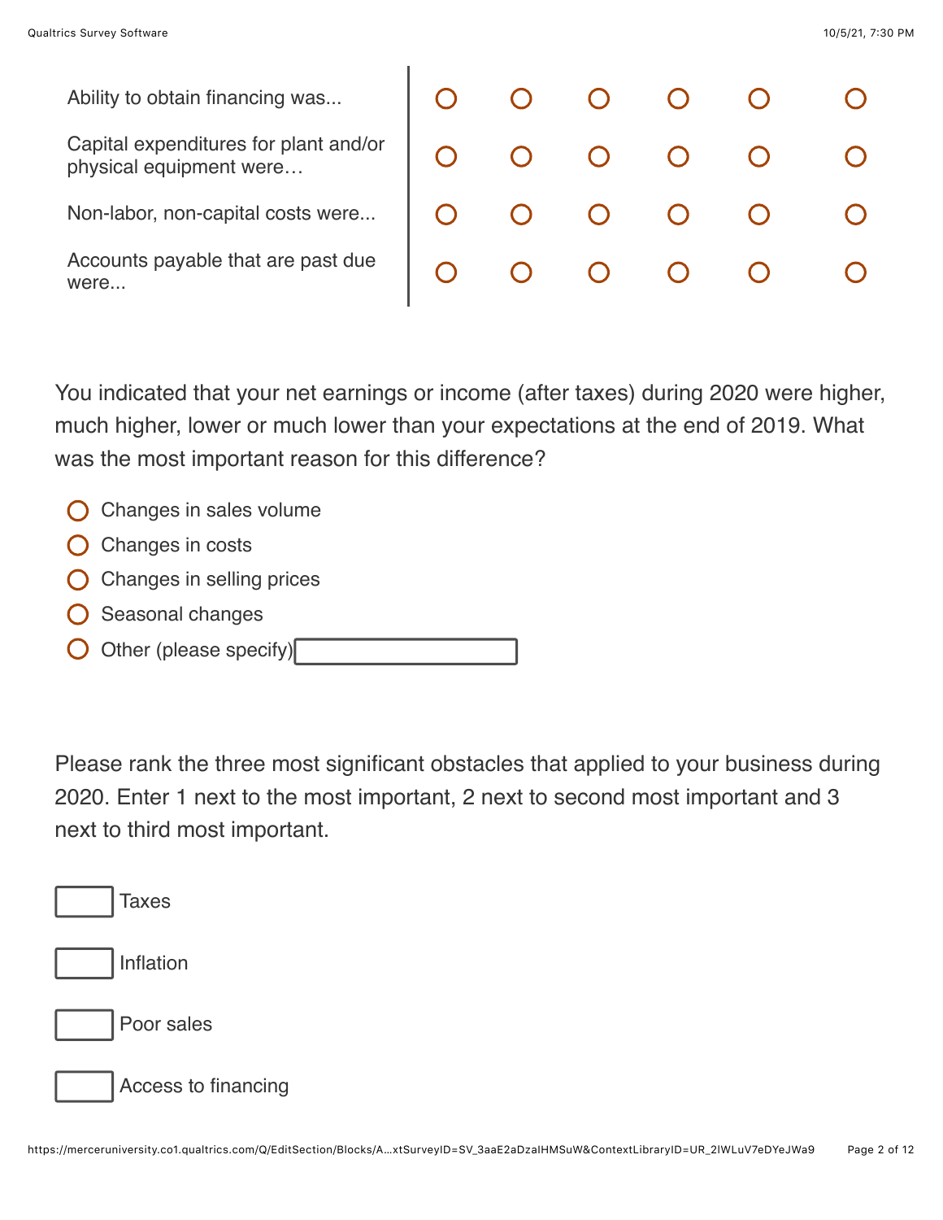| | | | | | | |
|---|---|---|---|---|---|---|
| Ability to obtain financing was... | ○ | ○ | ○ | ○ | ○ | ○ |
| Capital expenditures for plant and/or physical equipment were… | ○ | ○ | ○ | ○ | ○ | ○ |
| Non-labor, non-capital costs were... | ○ | ○ | ○ | ○ | ○ | ○ |
| Accounts payable that are past due were... | ○ | ○ | ○ | ○ | ○ | ○ |

You indicated that your net earnings or income (after taxes) during 2020 were higher, much higher, lower or much lower than your expectations at the end of 2019. What was the most important reason for this difference?

- ○ Changes in sales volume
- ○ Changes in costs
- ○ Changes in selling prices
- ○ Seasonal changes
- ○ Other (please specify) \_\_\_\_\_\_\_\_\_\_

Please rank the three most significant obstacles that applied to your business during 2020. Enter 1 next to the most important, 2 next to second most important and 3 next to third most important.

- [ ] Taxes
- [ ] Inflation
- [ ] Poor sales
- [ ] Access to financing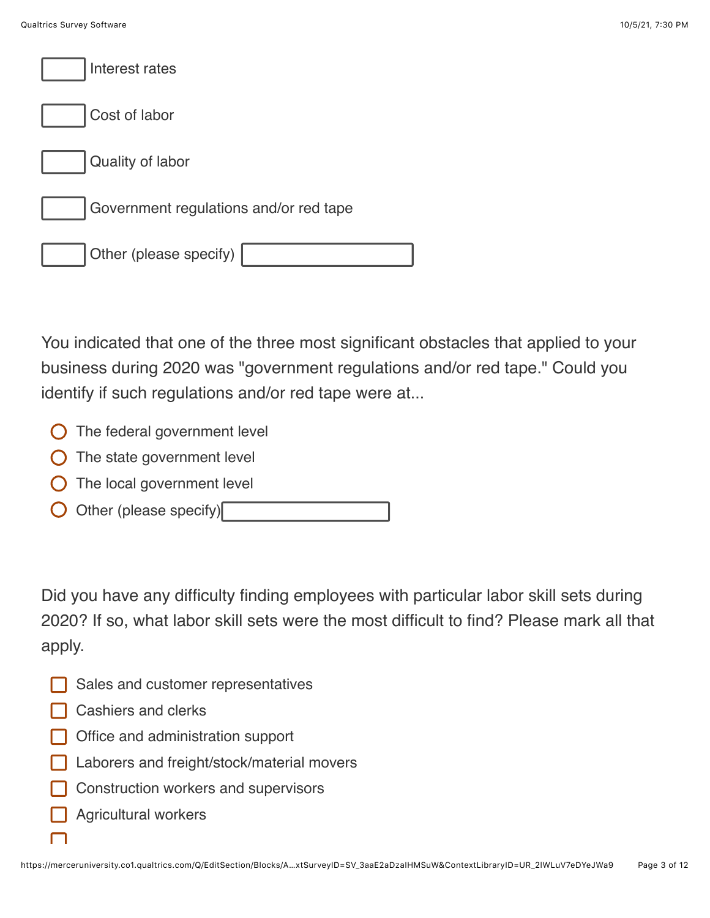[ ] Interest rates

[ ] Cost of labor

[ ] Quality of labor

[ ] Government regulations and/or red tape

[ ] Other (please specify) ____________

You indicated that one of the three most significant obstacles that applied to your business during 2020 was "government regulations and/or red tape." Could you identify if such regulations and/or red tape were at...

- ○ The federal government level
- ○ The state government level
- ○ The local government level
- ○ Other (please specify) ____________

Did you have any difficulty finding employees with particular labor skill sets during 2020? If so, what labor skill sets were the most difficult to find? Please mark all that apply.

- [ ] Sales and customer representatives
- [ ] Cashiers and clerks
- [ ] Office and administration support
- [ ] Laborers and freight/stock/material movers
- [ ] Construction workers and supervisors
- [ ] Agricultural workers
- [ ]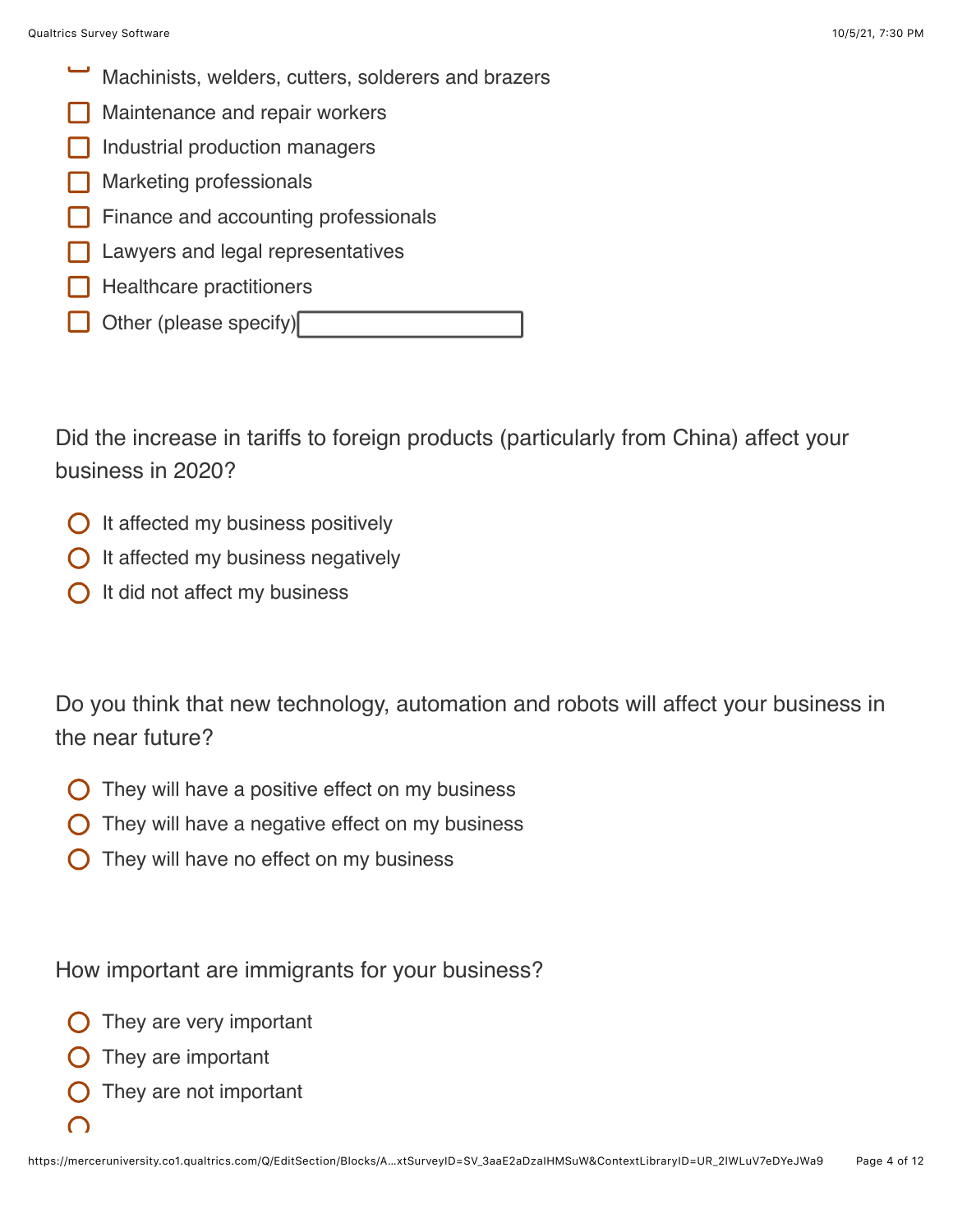- [ ] Machinists, welders, cutters, solderers and brazers
- [ ] Maintenance and repair workers
- [ ] Industrial production managers
- [ ] Marketing professionals
- [ ] Finance and accounting professionals
- [ ] Lawyers and legal representatives
- [ ] Healthcare practitioners
- [ ] Other (please specify) ____________

Did the increase in tariffs to foreign products (particularly from China) affect your business in 2020?

- ○ It affected my business positively
- ○ It affected my business negatively
- ○ It did not affect my business

Do you think that new technology, automation and robots will affect your business in the near future?

- ○ They will have a positive effect on my business
- ○ They will have a negative effect on my business
- ○ They will have no effect on my business

How important are immigrants for your business?

- ○ They are very important
- ○ They are important
- ○ They are not important
- ○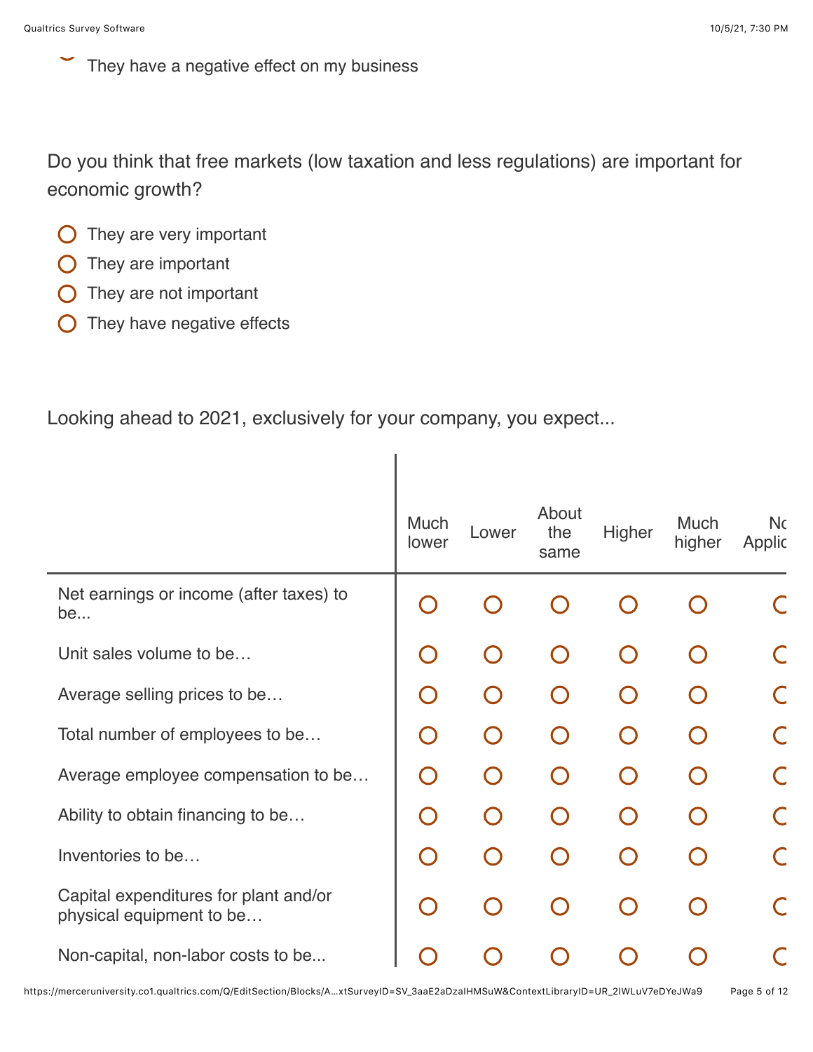- They have a negative effect on my business

Do you think that free markets (low taxation and less regulations) are important for economic growth?

- They are very important
- They are important
- They are not important
- They have negative effects

Looking ahead to 2021, exclusively for your company, you expect...

| | Much lower | Lower | About the same | Higher | Much higher | Nc Applic |
|---|---|---|---|---|---|---|
| Net earnings or income (after taxes) to be... | ○ | ○ | ○ | ○ | ○ | ○ |
| Unit sales volume to be… | ○ | ○ | ○ | ○ | ○ | ○ |
| Average selling prices to be… | ○ | ○ | ○ | ○ | ○ | ○ |
| Total number of employees to be… | ○ | ○ | ○ | ○ | ○ | ○ |
| Average employee compensation to be… | ○ | ○ | ○ | ○ | ○ | ○ |
| Ability to obtain financing to be… | ○ | ○ | ○ | ○ | ○ | ○ |
| Inventories to be… | ○ | ○ | ○ | ○ | ○ | ○ |
| Capital expenditures for plant and/or physical equipment to be… | ○ | ○ | ○ | ○ | ○ | ○ |
| Non-capital, non-labor costs to be... | ○ | ○ | ○ | ○ | ○ | ○ |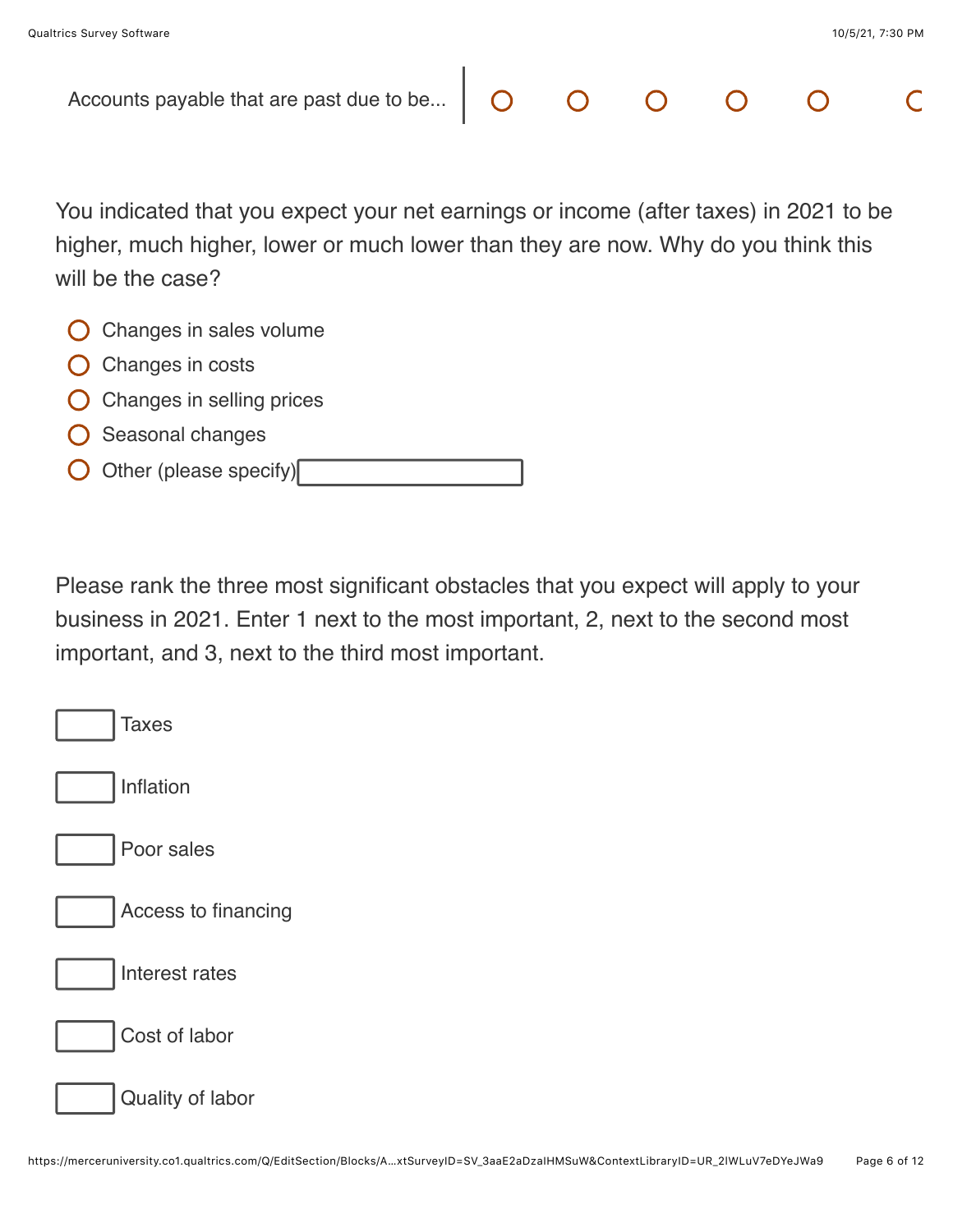Accounts payable that are past due to be... ○ ○ ○ ○ ○ ○

You indicated that you expect your net earnings or income (after taxes) in 2021 to be higher, much higher, lower or much lower than they are now. Why do you think this will be the case?

- ○ Changes in sales volume
- ○ Changes in costs
- ○ Changes in selling prices
- ○ Seasonal changes
- ○ Other (please specify) ____________

Please rank the three most significant obstacles that you expect will apply to your business in 2021. Enter 1 next to the most important, 2, next to the second most important, and 3, next to the third most important.

- [ ] Taxes
- [ ] Inflation
- [ ] Poor sales
- [ ] Access to financing
- [ ] Interest rates
- [ ] Cost of labor
- [ ] Quality of labor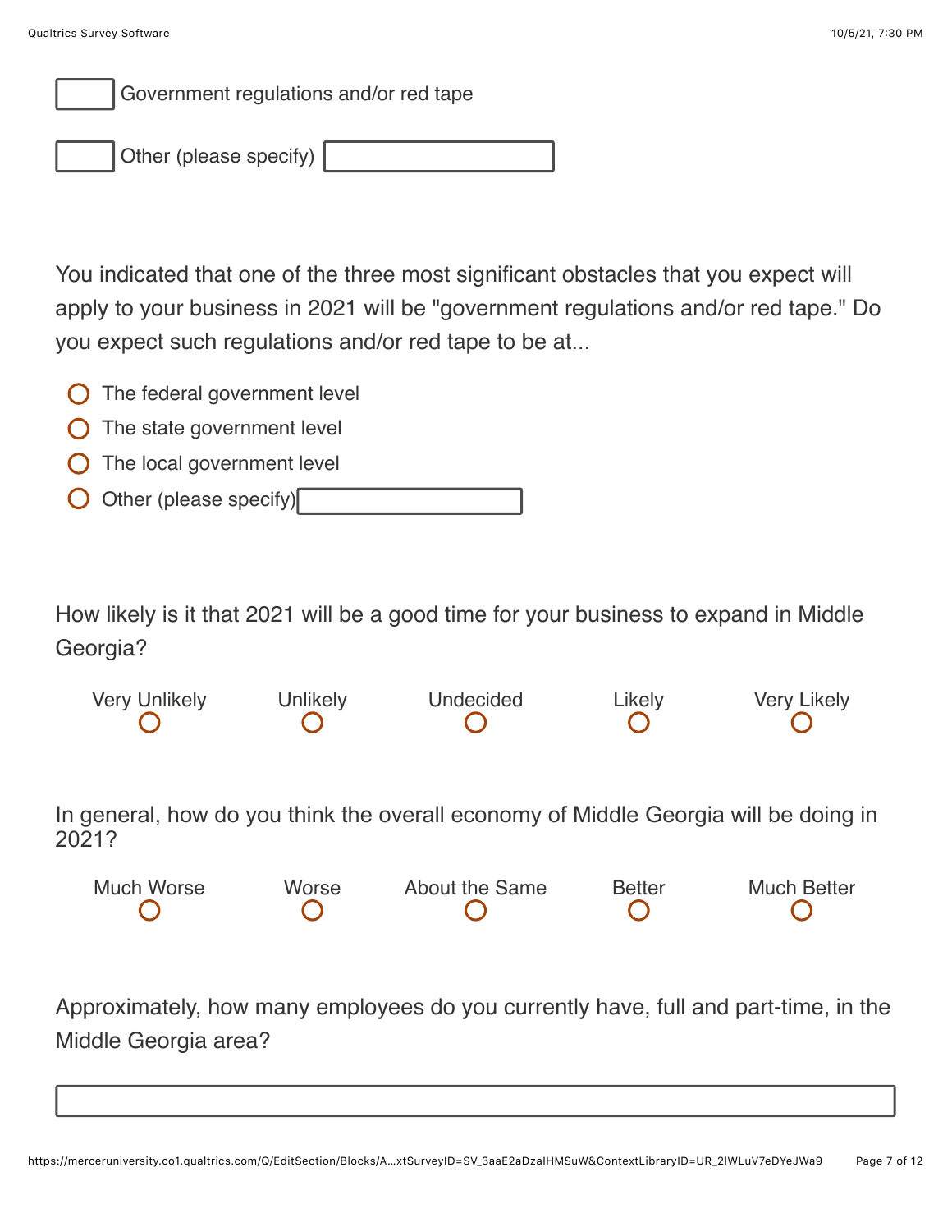- [ ] Government regulations and/or red tape
- [ ] Other (please specify) ________

You indicated that one of the three most significant obstacles that you expect will apply to your business in 2021 will be "government regulations and/or red tape." Do you expect such regulations and/or red tape to be at...

- ○ The federal government level
- ○ The state government level
- ○ The local government level
- ○ Other (please specify) ________

How likely is it that 2021 will be a good time for your business to expand in Middle Georgia?

| Very Unlikely | Unlikely | Undecided | Likely | Very Likely |
|---|---|---|---|---|
| ○ | ○ | ○ | ○ | ○ |

In general, how do you think the overall economy of Middle Georgia will be doing in 2021?

| Much Worse | Worse | About the Same | Better | Much Better |
|---|---|---|---|---|
| ○ | ○ | ○ | ○ | ○ |

Approximately, how many employees do you currently have, full and part-time, in the Middle Georgia area?

________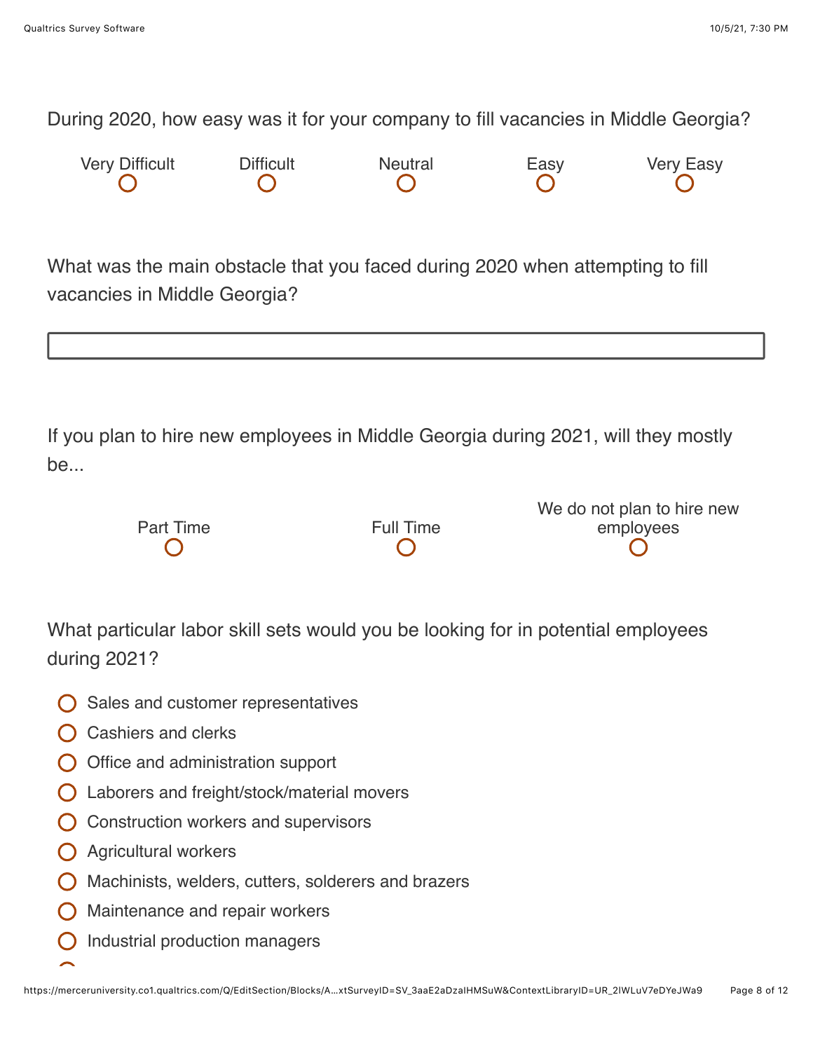During 2020, how easy was it for your company to fill vacancies in Middle Georgia?

| Very Difficult | Difficult | Neutral | Easy | Very Easy |
| --- | --- | --- | --- | --- |
| ○ | ○ | ○ | ○ | ○ |

What was the main obstacle that you faced during 2020 when attempting to fill vacancies in Middle Georgia?

\_\_\_\_\_\_\_\_\_\_\_\_\_\_\_\_\_\_\_\_\_\_\_\_\_\_\_\_\_\_\_\_\_\_\_\_\_\_\_\_

If you plan to hire new employees in Middle Georgia during 2021, will they mostly be...

| Part Time | Full Time | We do not plan to hire new employees |
| --- | --- | --- |
| ○ | ○ | ○ |

What particular labor skill sets would you be looking for in potential employees during 2021?

- ○ Sales and customer representatives
- ○ Cashiers and clerks
- ○ Office and administration support
- ○ Laborers and freight/stock/material movers
- ○ Construction workers and supervisors
- ○ Agricultural workers
- ○ Machinists, welders, cutters, solderers and brazers
- ○ Maintenance and repair workers
- ○ Industrial production managers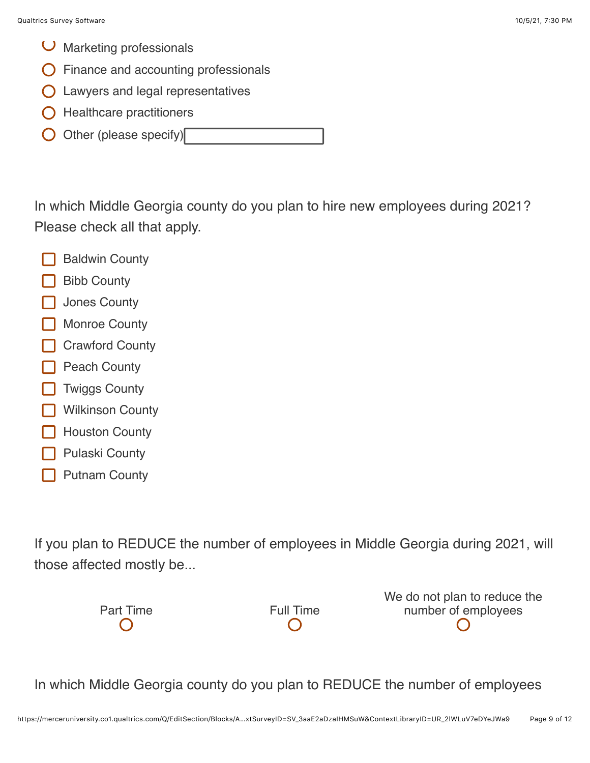- ◯ Marketing professionals
- ◯ Finance and accounting professionals
- ◯ Lawyers and legal representatives
- ◯ Healthcare practitioners
- ◯ Other (please specify) ____________

In which Middle Georgia county do you plan to hire new employees during 2021? Please check all that apply.

- ☐ Baldwin County
- ☐ Bibb County
- ☐ Jones County
- ☐ Monroe County
- ☐ Crawford County
- ☐ Peach County
- ☐ Twiggs County
- ☐ Wilkinson County
- ☐ Houston County
- ☐ Pulaski County
- ☐ Putnam County

If you plan to REDUCE the number of employees in Middle Georgia during 2021, will those affected mostly be...

| Part Time | Full Time | We do not plan to reduce the number of employees |
|---|---|---|
| ◯ | ◯ | ◯ |

In which Middle Georgia county do you plan to REDUCE the number of employees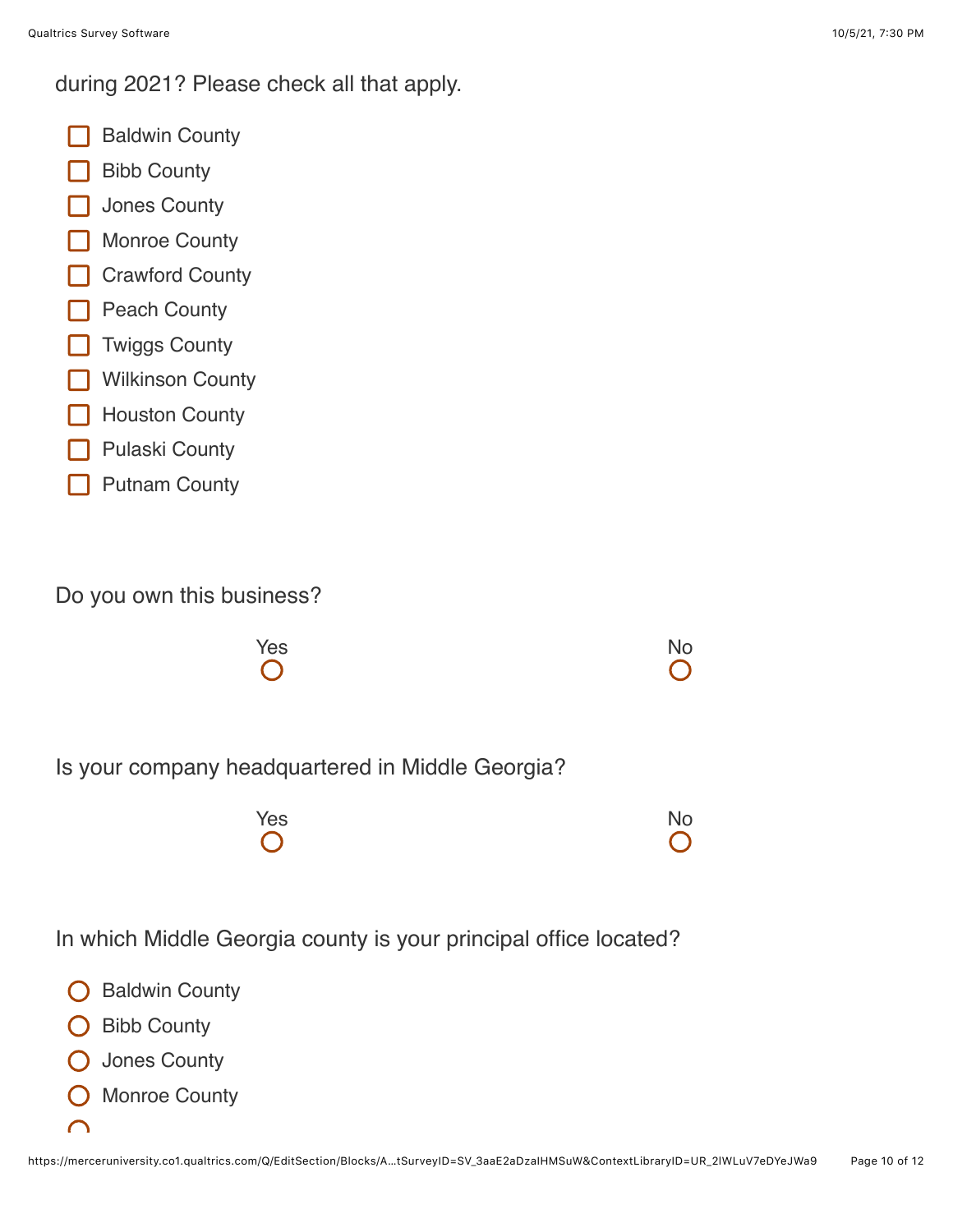during 2021? Please check all that apply.

- ☐ Baldwin County
- ☐ Bibb County
- ☐ Jones County
- ☐ Monroe County
- ☐ Crawford County
- ☐ Peach County
- ☐ Twiggs County
- ☐ Wilkinson County
- ☐ Houston County
- ☐ Pulaski County
- ☐ Putnam County

Do you own this business?

| Yes | No |
|---|---|
| ○ | ○ |

Is your company headquartered in Middle Georgia?

| Yes | No |
|---|---|
| ○ | ○ |

In which Middle Georgia county is your principal office located?

- ○ Baldwin County
- ○ Bibb County
- ○ Jones County
- ○ Monroe County
- ○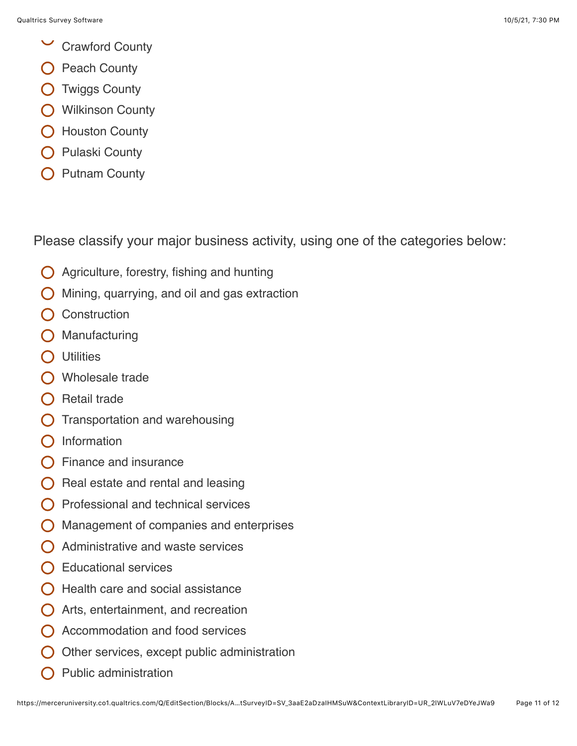- Crawford County
- Peach County
- Twiggs County
- Wilkinson County
- Houston County
- Pulaski County
- Putnam County

Please classify your major business activity, using one of the categories below:

- Agriculture, forestry, fishing and hunting
- Mining, quarrying, and oil and gas extraction
- Construction
- Manufacturing
- Utilities
- Wholesale trade
- Retail trade
- Transportation and warehousing
- Information
- Finance and insurance
- Real estate and rental and leasing
- Professional and technical services
- Management of companies and enterprises
- Administrative and waste services
- Educational services
- Health care and social assistance
- Arts, entertainment, and recreation
- Accommodation and food services
- Other services, except public administration
- Public administration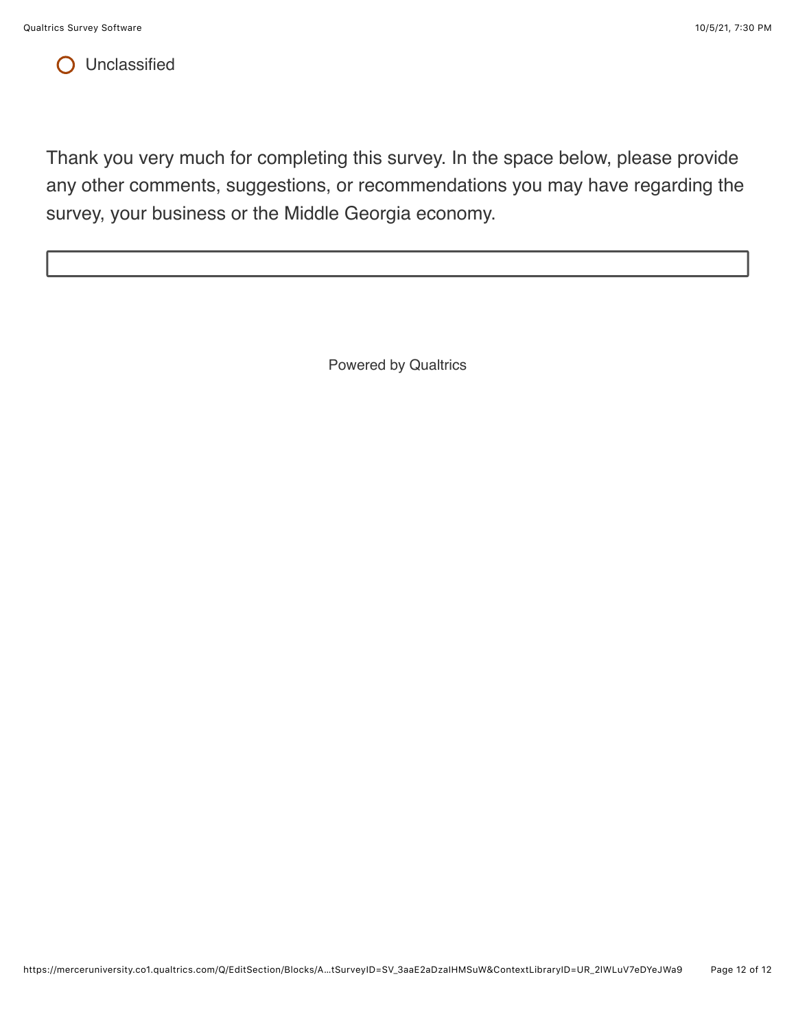- ○ Unclassified

Thank you very much for completing this survey. In the space below, please provide any other comments, suggestions, or recommendations you may have regarding the survey, your business or the Middle Georgia economy.

Powered by Qualtrics